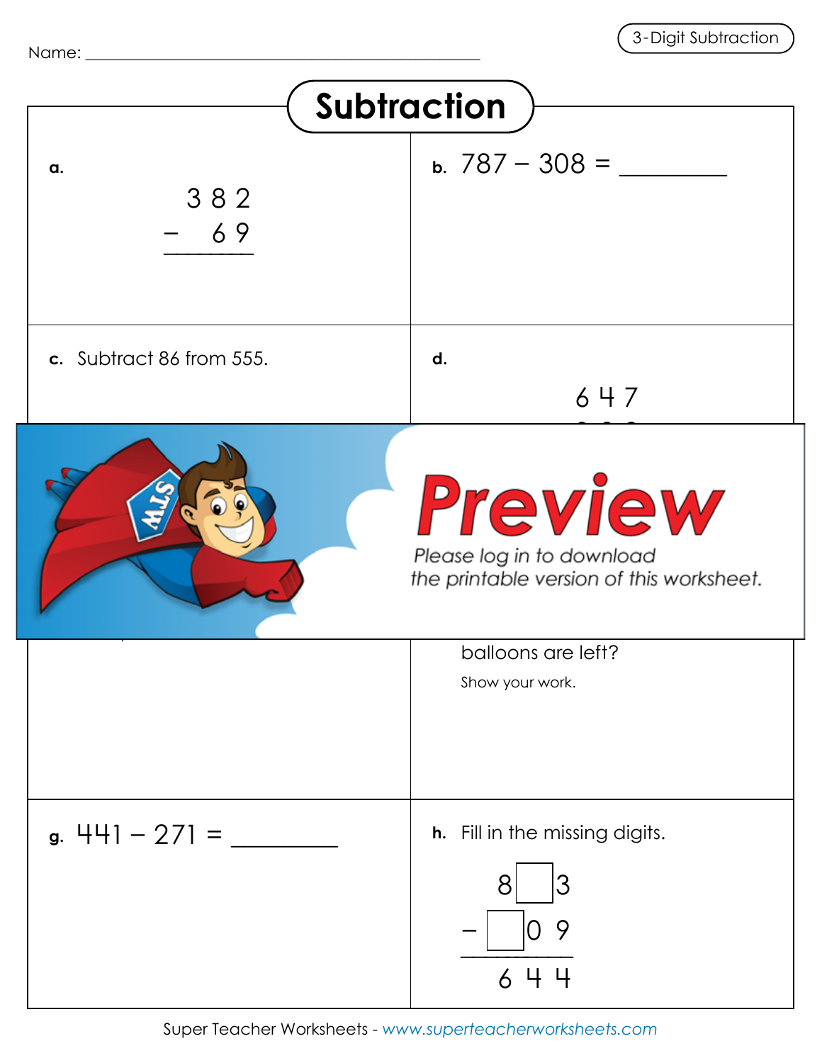Name: ___________________________________________

3-Digit Subtraction

# Subtraction

**a.**

```
  3 8 2
−   6 9
———————
```

**b.** 787 − 308 = ________

**c.** Subtract 86 from 555.

**d.**

```
  6 4 7
```

Preview

Please log in to download the printable version of this worksheet.

balloons are left?

Show your work.

**g.** 441 − 271 = ________

**h.** Fill in the missing digits.

```
  8 □ 3
− □ 0 9
———————
  6 4 4
```

Super Teacher Worksheets - www.superteacherworksheets.com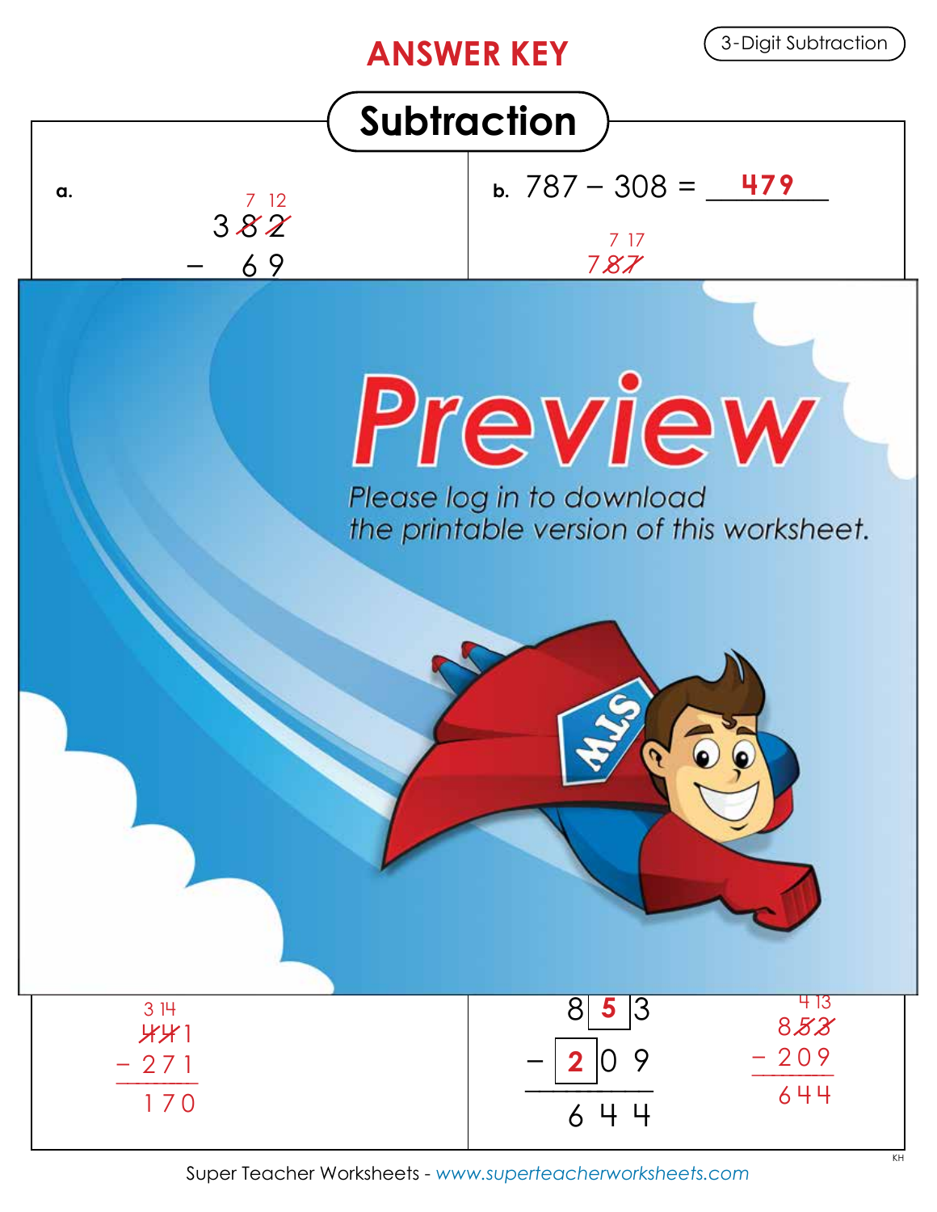ANSWER KEY

3-Digit Subtraction

# Subtraction

**a.**

$$
\begin{array}{r}
\phantom{0}^{7}\,^{12} \\
3\,\cancel{8}\,\cancel{2} \\
-\quad 6\,9
\end{array}
$$

**b.** 787 – 308 = **479**

$$
\begin{array}{r}
^{7}\,^{17} \\
7\,\cancel{8}\,\cancel{7}
\end{array}
$$

Preview

Please log in to download the printable version of this worksheet.

$$
\begin{array}{r}
^{3}\,^{14} \\
\cancel{4}\,\cancel{4}\,1 \\
-\,2\,7\,1 \\
\hline
1\,7\,0
\end{array}
$$

$$
\begin{array}{r}
8\,\boxed{\mathbf{5}}\,3 \\
-\,\boxed{\mathbf{2}}\,0\,9 \\
\hline
6\,4\,4
\end{array}
$$

$$
\begin{array}{r}
^{4}\,^{13} \\
8\,\cancel{5}\,\cancel{3} \\
-\,2\,0\,9 \\
\hline
6\,4\,4
\end{array}
$$

Super Teacher Worksheets - *www.superteacherworksheets.com*